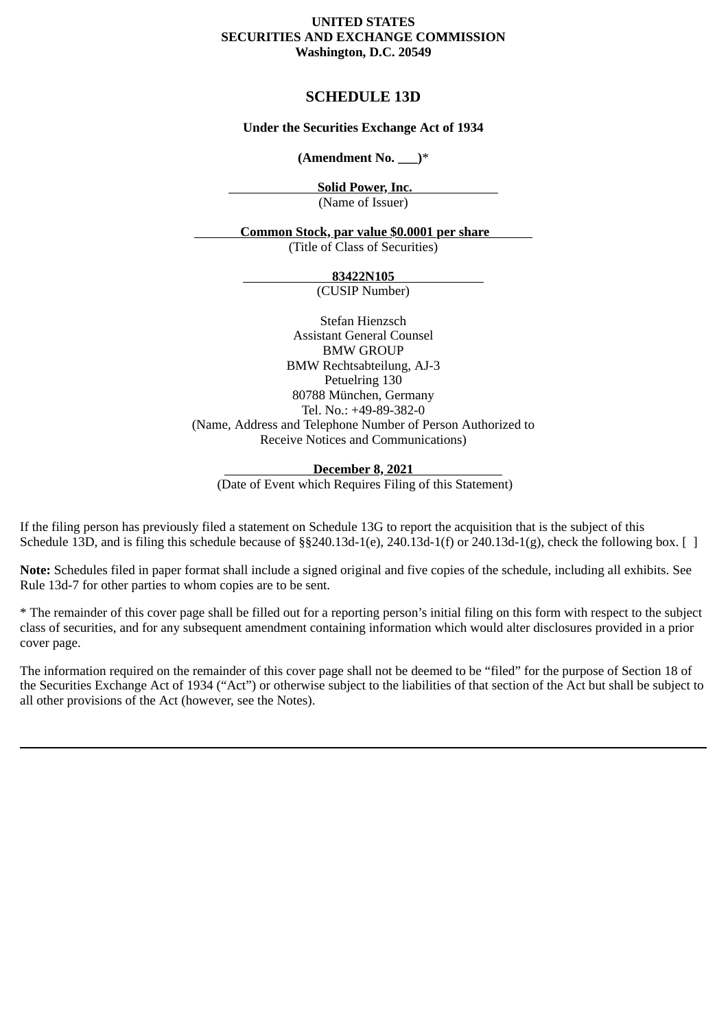**UNITED STATES**
**SECURITIES AND EXCHANGE COMMISSION**
**Washington, D.C. 20549**

# SCHEDULE 13D

**Under the Securities Exchange Act of 1934**

**(Amendment No. ___)***

**Solid Power, Inc.**
(Name of Issuer)

**Common Stock, par value $0.0001 per share**
(Title of Class of Securities)

**83422N105**
(CUSIP Number)

Stefan Hienzsch
Assistant General Counsel
BMW GROUP
BMW Rechtsabteilung, AJ-3
Petuelring 130
80788 München, Germany
Tel. No.: +49-89-382-0
(Name, Address and Telephone Number of Person Authorized to Receive Notices and Communications)

**December 8, 2021**
(Date of Event which Requires Filing of this Statement)

If the filing person has previously filed a statement on Schedule 13G to report the acquisition that is the subject of this Schedule 13D, and is filing this schedule because of §§240.13d-1(e), 240.13d-1(f) or 240.13d-1(g), check the following box. [ ]

**Note:** Schedules filed in paper format shall include a signed original and five copies of the schedule, including all exhibits. See Rule 13d-7 for other parties to whom copies are to be sent.

* The remainder of this cover page shall be filled out for a reporting person's initial filing on this form with respect to the subject class of securities, and for any subsequent amendment containing information which would alter disclosures provided in a prior cover page.

The information required on the remainder of this cover page shall not be deemed to be "filed" for the purpose of Section 18 of the Securities Exchange Act of 1934 ("Act") or otherwise subject to the liabilities of that section of the Act but shall be subject to all other provisions of the Act (however, see the Notes).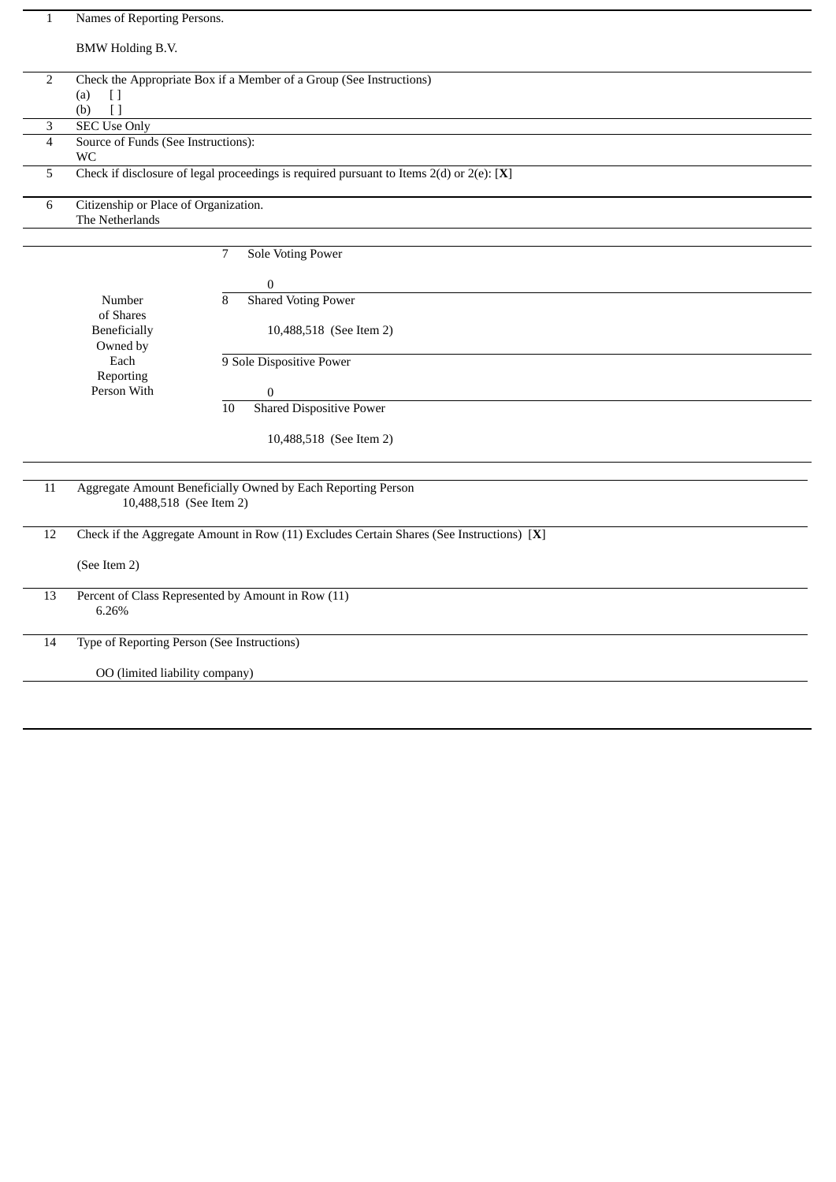| | | | |
|---|---|---|---|
| 1 | Names of Reporting Persons.<br><br>BMW Holding B.V. | | |
| 2 | Check the Appropriate Box if a Member of a Group (See Instructions)<br>(a) [ ]<br>(b) [ ] | | |
| 3 | SEC Use Only | | |
| 4 | Source of Funds (See Instructions):<br>WC | | |
| 5 | Check if disclosure of legal proceedings is required pursuant to Items 2(d) or 2(e): [**X**] | | |
| 6 | Citizenship or Place of Organization.<br>The Netherlands | | |
| | Number of Shares Beneficially Owned by Each Reporting Person With | 7 | Sole Voting Power<br><br>0 |
| | | 8 | Shared Voting Power<br><br>10,488,518 (See Item 2) |
| | | 9 | Sole Dispositive Power<br><br>0 |
| | | 10 | Shared Dispositive Power<br><br>10,488,518 (See Item 2) |
| 11 | Aggregate Amount Beneficially Owned by Each Reporting Person<br>10,488,518 (See Item 2) | | |
| 12 | Check if the Aggregate Amount in Row (11) Excludes Certain Shares (See Instructions) [**X**]<br><br>(See Item 2) | | |
| 13 | Percent of Class Represented by Amount in Row (11)<br>6.26% | | |
| 14 | Type of Reporting Person (See Instructions)<br><br>OO (limited liability company) | | |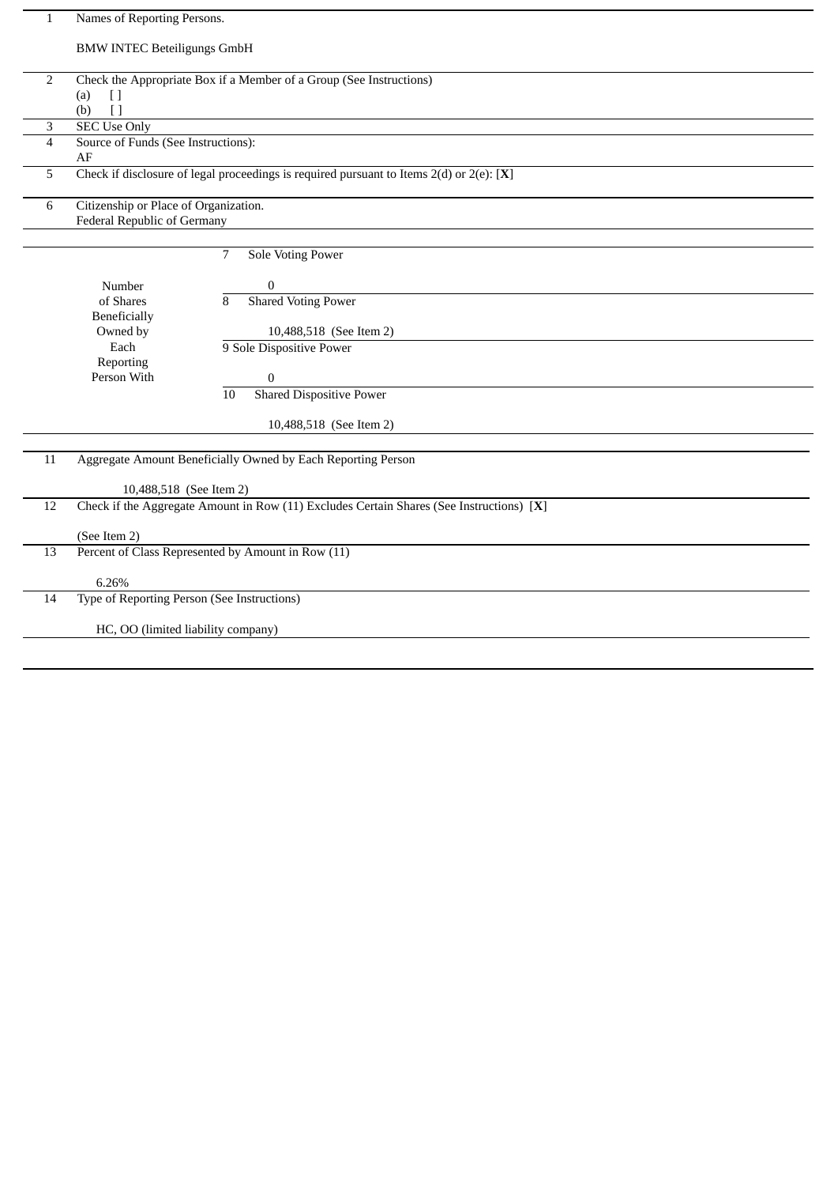| | | |
|---|---|---|
| 1 | Names of Reporting Persons.<br><br>BMW INTEC Beteiligungs GmbH | |
| 2 | Check the Appropriate Box if a Member of a Group (See Instructions)<br>(a) [ ]<br>(b) [ ] | |
| 3 | SEC Use Only | |
| 4 | Source of Funds (See Instructions):<br>AF | |
| 5 | Check if disclosure of legal proceedings is required pursuant to Items 2(d) or 2(e): [**X**] | |
| 6 | Citizenship or Place of Organization.<br>Federal Republic of Germany | |

| Number of Shares Beneficially Owned by Each Reporting Person With | | |
|---|---|---|
| | 7 | Sole Voting Power<br><br>0 |
| | 8 | Shared Voting Power<br><br>10,488,518 (See Item 2) |
| | 9 | Sole Dispositive Power<br><br>0 |
| | 10 | Shared Dispositive Power<br><br>10,488,518 (See Item 2) |

| | |
|---|---|
| 11 | Aggregate Amount Beneficially Owned by Each Reporting Person<br><br>10,488,518 (See Item 2) |
| 12 | Check if the Aggregate Amount in Row (11) Excludes Certain Shares (See Instructions) [**X**]<br><br>(See Item 2) |
| 13 | Percent of Class Represented by Amount in Row (11)<br><br>6.26% |
| 14 | Type of Reporting Person (See Instructions)<br><br>HC, OO (limited liability company) |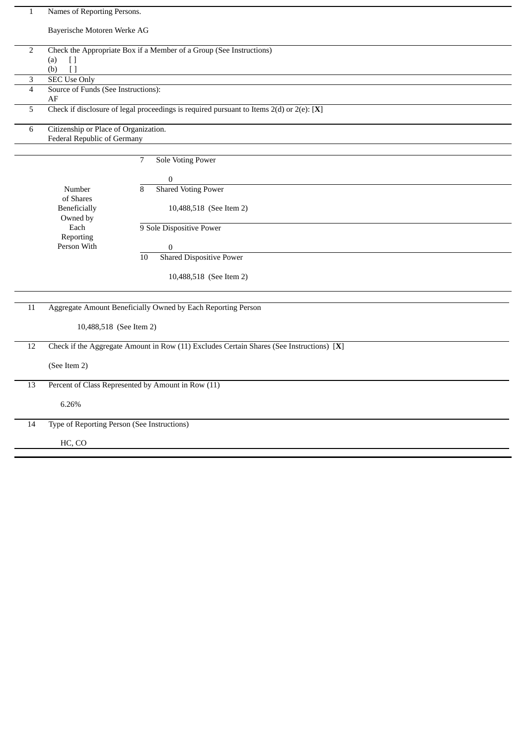| | | |
|---|---|---|
| 1 | Names of Reporting Persons.<br><br>Bayerische Motoren Werke AG | |
| 2 | Check the Appropriate Box if a Member of a Group (See Instructions)<br>(a) [ ]<br>(b) [ ] | |
| 3 | SEC Use Only | |
| 4 | Source of Funds (See Instructions):<br>AF | |
| 5 | Check if disclosure of legal proceedings is required pursuant to Items 2(d) or 2(e): [**X**] | |
| 6 | Citizenship or Place of Organization.<br>Federal Republic of Germany | |
| Number of Shares Beneficially Owned by Each Reporting Person With | 7 Sole Voting Power | 0 |
| | 8 Shared Voting Power | 10,488,518 (See Item 2) |
| | 9 Sole Dispositive Power | 0 |
| | 10 Shared Dispositive Power | 10,488,518 (See Item 2) |
| 11 | Aggregate Amount Beneficially Owned by Each Reporting Person<br><br>10,488,518 (See Item 2) | |
| 12 | Check if the Aggregate Amount in Row (11) Excludes Certain Shares (See Instructions) [**X**]<br><br>(See Item 2) | |
| 13 | Percent of Class Represented by Amount in Row (11)<br><br>6.26% | |
| 14 | Type of Reporting Person (See Instructions)<br><br>HC, CO | |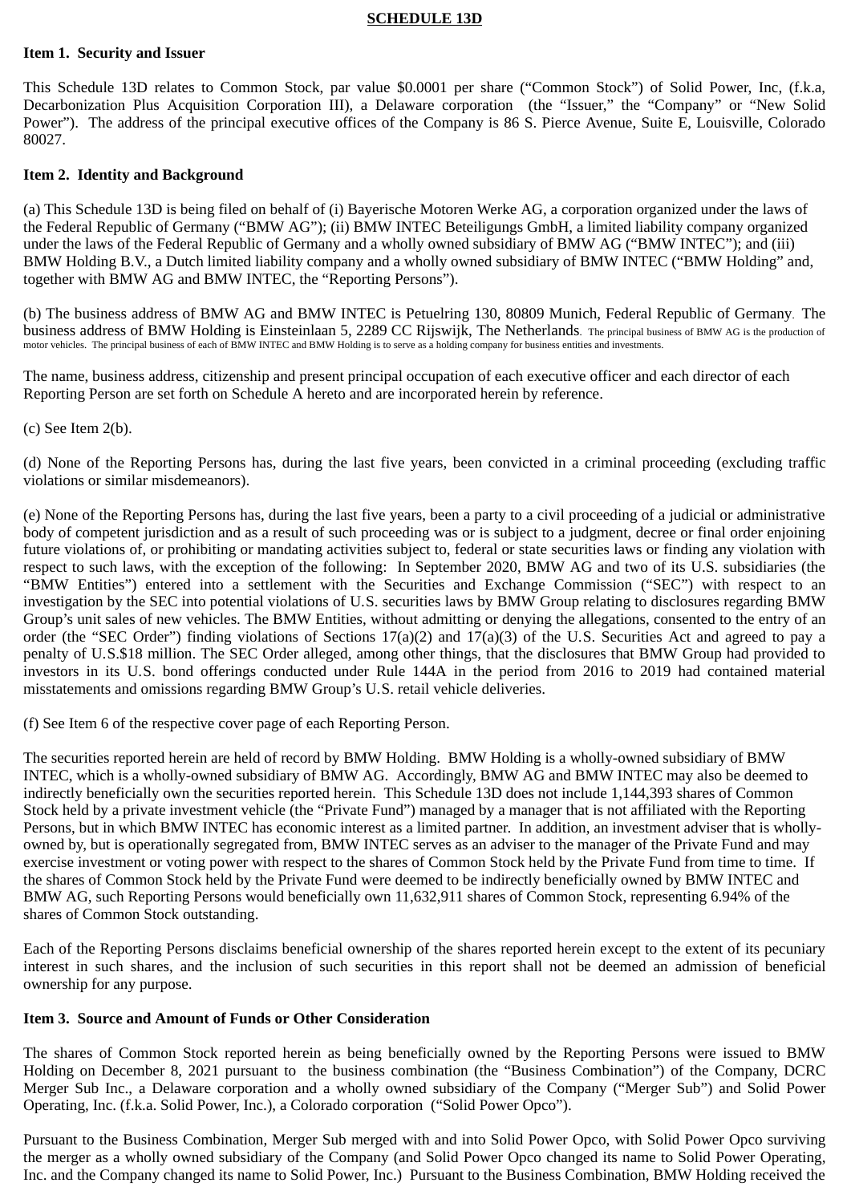## SCHEDULE 13D

**Item 1. Security and Issuer**

This Schedule 13D relates to Common Stock, par value $0.0001 per share ("Common Stock") of Solid Power, Inc, (f.k.a, Decarbonization Plus Acquisition Corporation III), a Delaware corporation (the "Issuer," the "Company" or "New Solid Power"). The address of the principal executive offices of the Company is 86 S. Pierce Avenue, Suite E, Louisville, Colorado 80027.

**Item 2. Identity and Background**

(a) This Schedule 13D is being filed on behalf of (i) Bayerische Motoren Werke AG, a corporation organized under the laws of the Federal Republic of Germany ("BMW AG"); (ii) BMW INTEC Beteiligungs GmbH, a limited liability company organized under the laws of the Federal Republic of Germany and a wholly owned subsidiary of BMW AG ("BMW INTEC"); and (iii) BMW Holding B.V., a Dutch limited liability company and a wholly owned subsidiary of BMW INTEC ("BMW Holding" and, together with BMW AG and BMW INTEC, the "Reporting Persons").

(b) The business address of BMW AG and BMW INTEC is Petuelring 130, 80809 Munich, Federal Republic of Germany. The business address of BMW Holding is Einsteinlaan 5, 2289 CC Rijswijk, The Netherlands. The principal business of BMW AG is the production of motor vehicles. The principal business of each of BMW INTEC and BMW Holding is to serve as a holding company for business entities and investments.

The name, business address, citizenship and present principal occupation of each executive officer and each director of each Reporting Person are set forth on Schedule A hereto and are incorporated herein by reference.

(c) See Item 2(b).

(d) None of the Reporting Persons has, during the last five years, been convicted in a criminal proceeding (excluding traffic violations or similar misdemeanors).

(e) None of the Reporting Persons has, during the last five years, been a party to a civil proceeding of a judicial or administrative body of competent jurisdiction and as a result of such proceeding was or is subject to a judgment, decree or final order enjoining future violations of, or prohibiting or mandating activities subject to, federal or state securities laws or finding any violation with respect to such laws, with the exception of the following: In September 2020, BMW AG and two of its U.S. subsidiaries (the "BMW Entities") entered into a settlement with the Securities and Exchange Commission ("SEC") with respect to an investigation by the SEC into potential violations of U.S. securities laws by BMW Group relating to disclosures regarding BMW Group's unit sales of new vehicles. The BMW Entities, without admitting or denying the allegations, consented to the entry of an order (the "SEC Order") finding violations of Sections 17(a)(2) and 17(a)(3) of the U.S. Securities Act and agreed to pay a penalty of U.S.$18 million. The SEC Order alleged, among other things, that the disclosures that BMW Group had provided to investors in its U.S. bond offerings conducted under Rule 144A in the period from 2016 to 2019 had contained material misstatements and omissions regarding BMW Group's U.S. retail vehicle deliveries.

(f) See Item 6 of the respective cover page of each Reporting Person.

The securities reported herein are held of record by BMW Holding. BMW Holding is a wholly-owned subsidiary of BMW INTEC, which is a wholly-owned subsidiary of BMW AG. Accordingly, BMW AG and BMW INTEC may also be deemed to indirectly beneficially own the securities reported herein. This Schedule 13D does not include 1,144,393 shares of Common Stock held by a private investment vehicle (the "Private Fund") managed by a manager that is not affiliated with the Reporting Persons, but in which BMW INTEC has economic interest as a limited partner. In addition, an investment adviser that is wholly-owned by, but is operationally segregated from, BMW INTEC serves as an adviser to the manager of the Private Fund and may exercise investment or voting power with respect to the shares of Common Stock held by the Private Fund from time to time. If the shares of Common Stock held by the Private Fund were deemed to be indirectly beneficially owned by BMW INTEC and BMW AG, such Reporting Persons would beneficially own 11,632,911 shares of Common Stock, representing 6.94% of the shares of Common Stock outstanding.

Each of the Reporting Persons disclaims beneficial ownership of the shares reported herein except to the extent of its pecuniary interest in such shares, and the inclusion of such securities in this report shall not be deemed an admission of beneficial ownership for any purpose.

**Item 3. Source and Amount of Funds or Other Consideration**

The shares of Common Stock reported herein as being beneficially owned by the Reporting Persons were issued to BMW Holding on December 8, 2021 pursuant to the business combination (the "Business Combination") of the Company, DCRC Merger Sub Inc., a Delaware corporation and a wholly owned subsidiary of the Company ("Merger Sub") and Solid Power Operating, Inc. (f.k.a. Solid Power, Inc.), a Colorado corporation ("Solid Power Opco").

Pursuant to the Business Combination, Merger Sub merged with and into Solid Power Opco, with Solid Power Opco surviving the merger as a wholly owned subsidiary of the Company (and Solid Power Opco changed its name to Solid Power Operating, Inc. and the Company changed its name to Solid Power, Inc.) Pursuant to the Business Combination, BMW Holding received the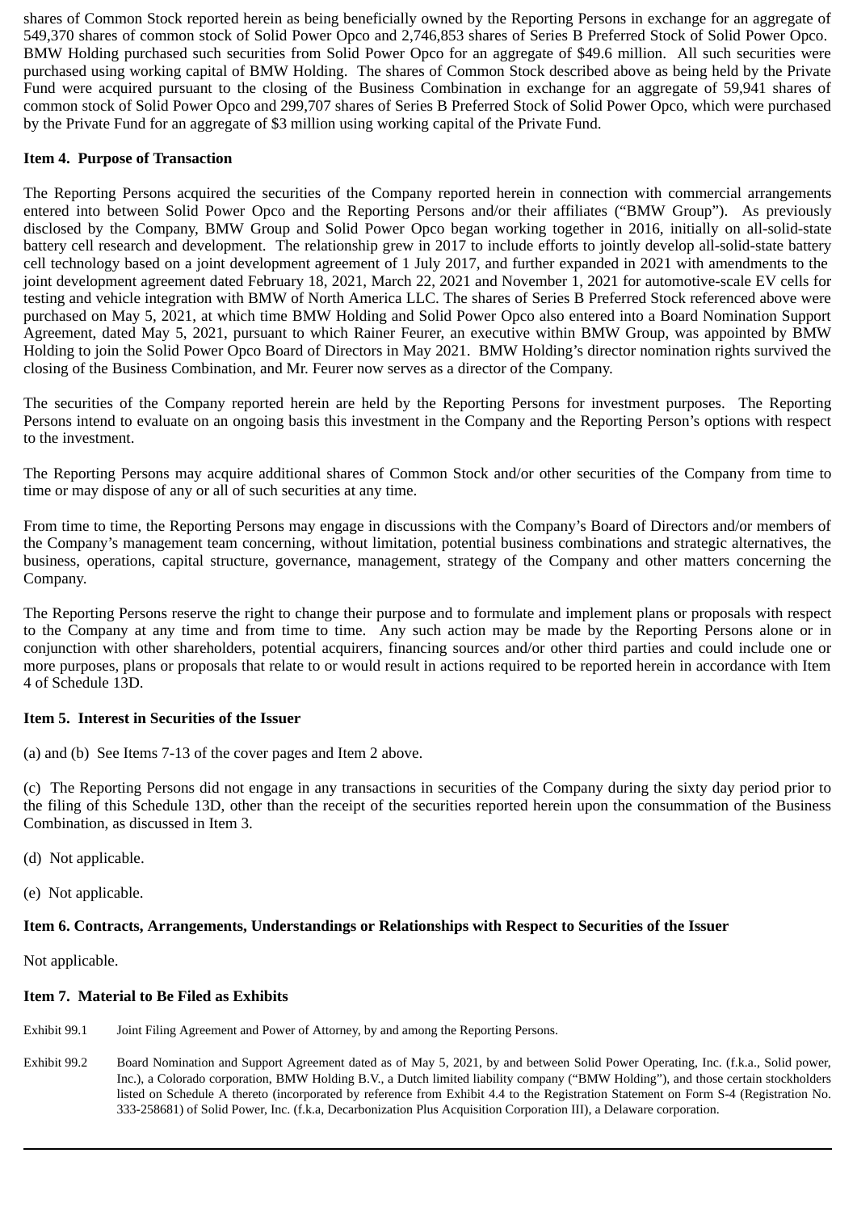shares of Common Stock reported herein as being beneficially owned by the Reporting Persons in exchange for an aggregate of 549,370 shares of common stock of Solid Power Opco and 2,746,853 shares of Series B Preferred Stock of Solid Power Opco. BMW Holding purchased such securities from Solid Power Opco for an aggregate of $49.6 million. All such securities were purchased using working capital of BMW Holding. The shares of Common Stock described above as being held by the Private Fund were acquired pursuant to the closing of the Business Combination in exchange for an aggregate of 59,941 shares of common stock of Solid Power Opco and 299,707 shares of Series B Preferred Stock of Solid Power Opco, which were purchased by the Private Fund for an aggregate of $3 million using working capital of the Private Fund.

**Item 4. Purpose of Transaction**

The Reporting Persons acquired the securities of the Company reported herein in connection with commercial arrangements entered into between Solid Power Opco and the Reporting Persons and/or their affiliates ("BMW Group"). As previously disclosed by the Company, BMW Group and Solid Power Opco began working together in 2016, initially on all-solid-state battery cell research and development. The relationship grew in 2017 to include efforts to jointly develop all-solid-state battery cell technology based on a joint development agreement of 1 July 2017, and further expanded in 2021 with amendments to the joint development agreement dated February 18, 2021, March 22, 2021 and November 1, 2021 for automotive-scale EV cells for testing and vehicle integration with BMW of North America LLC. The shares of Series B Preferred Stock referenced above were purchased on May 5, 2021, at which time BMW Holding and Solid Power Opco also entered into a Board Nomination Support Agreement, dated May 5, 2021, pursuant to which Rainer Feurer, an executive within BMW Group, was appointed by BMW Holding to join the Solid Power Opco Board of Directors in May 2021. BMW Holding's director nomination rights survived the closing of the Business Combination, and Mr. Feurer now serves as a director of the Company.

The securities of the Company reported herein are held by the Reporting Persons for investment purposes. The Reporting Persons intend to evaluate on an ongoing basis this investment in the Company and the Reporting Person's options with respect to the investment.

The Reporting Persons may acquire additional shares of Common Stock and/or other securities of the Company from time to time or may dispose of any or all of such securities at any time.

From time to time, the Reporting Persons may engage in discussions with the Company's Board of Directors and/or members of the Company's management team concerning, without limitation, potential business combinations and strategic alternatives, the business, operations, capital structure, governance, management, strategy of the Company and other matters concerning the Company.

The Reporting Persons reserve the right to change their purpose and to formulate and implement plans or proposals with respect to the Company at any time and from time to time. Any such action may be made by the Reporting Persons alone or in conjunction with other shareholders, potential acquirers, financing sources and/or other third parties and could include one or more purposes, plans or proposals that relate to or would result in actions required to be reported herein in accordance with Item 4 of Schedule 13D.

**Item 5. Interest in Securities of the Issuer**

(a) and (b) See Items 7-13 of the cover pages and Item 2 above.

(c) The Reporting Persons did not engage in any transactions in securities of the Company during the sixty day period prior to the filing of this Schedule 13D, other than the receipt of the securities reported herein upon the consummation of the Business Combination, as discussed in Item 3.

(d) Not applicable.

(e) Not applicable.

**Item 6. Contracts, Arrangements, Understandings or Relationships with Respect to Securities of the Issuer**

Not applicable.

**Item 7. Material to Be Filed as Exhibits**

| | |
|---|---|
| Exhibit 99.1 | Joint Filing Agreement and Power of Attorney, by and among the Reporting Persons. |
| Exhibit 99.2 | Board Nomination and Support Agreement dated as of May 5, 2021, by and between Solid Power Operating, Inc. (f.k.a., Solid power, Inc.), a Colorado corporation, BMW Holding B.V., a Dutch limited liability company ("BMW Holding"), and those certain stockholders listed on Schedule A thereto (incorporated by reference from Exhibit 4.4 to the Registration Statement on Form S-4 (Registration No. 333-258681) of Solid Power, Inc. (f.k.a, Decarbonization Plus Acquisition Corporation III), a Delaware corporation. |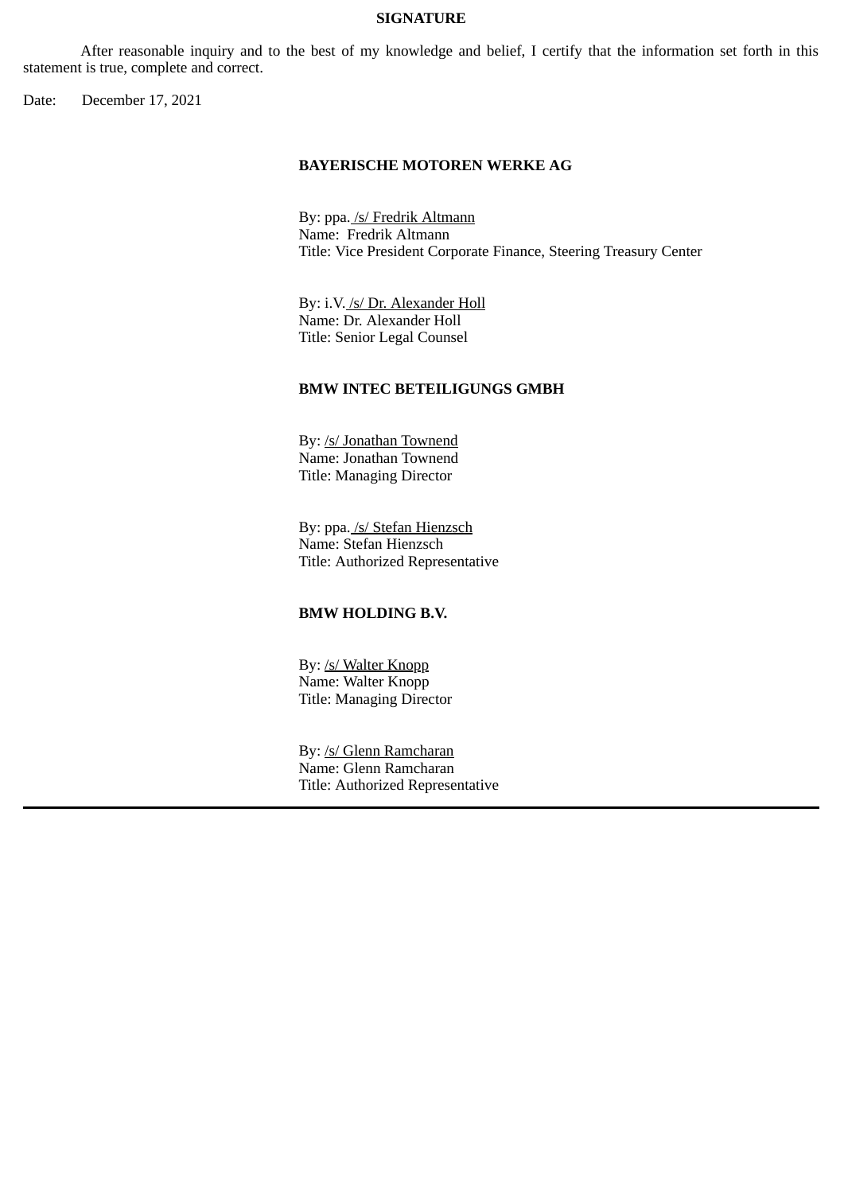**SIGNATURE**

After reasonable inquiry and to the best of my knowledge and belief, I certify that the information set forth in this statement is true, complete and correct.

Date: December 17, 2021

**BAYERISCHE MOTOREN WERKE AG**

By: ppa. /s/ Fredrik Altmann
Name: Fredrik Altmann
Title: Vice President Corporate Finance, Steering Treasury Center

By: i.V. /s/ Dr. Alexander Holl
Name: Dr. Alexander Holl
Title: Senior Legal Counsel

**BMW INTEC BETEILIGUNGS GMBH**

By: /s/ Jonathan Townend
Name: Jonathan Townend
Title: Managing Director

By: ppa. /s/ Stefan Hienzsch
Name: Stefan Hienzsch
Title: Authorized Representative

**BMW HOLDING B.V.**

By: /s/ Walter Knopp
Name: Walter Knopp
Title: Managing Director

By: /s/ Glenn Ramcharan
Name: Glenn Ramcharan
Title: Authorized Representative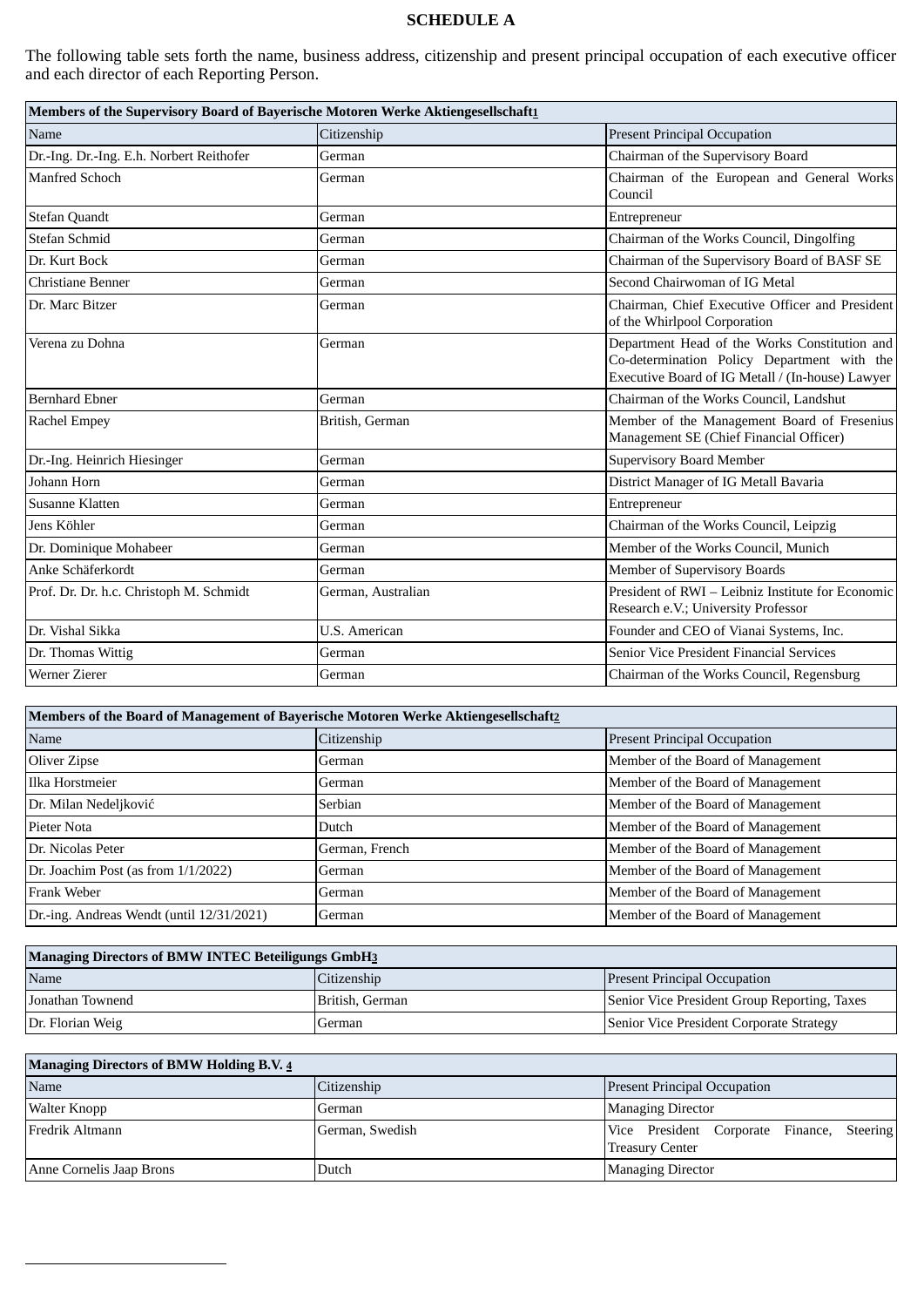# SCHEDULE A

The following table sets forth the name, business address, citizenship and present principal occupation of each executive officer and each director of each Reporting Person.

| Members of the Supervisory Board of Bayerische Motoren Werke Aktiengesellschaft[1] | | |
|---|---|---|
| Name | Citizenship | Present Principal Occupation |
| Dr.-Ing. Dr.-Ing. E.h. Norbert Reithofer | German | Chairman of the Supervisory Board |
| Manfred Schoch | German | Chairman of the European and General Works Council |
| Stefan Quandt | German | Entrepreneur |
| Stefan Schmid | German | Chairman of the Works Council, Dingolfing |
| Dr. Kurt Bock | German | Chairman of the Supervisory Board of BASF SE |
| Christiane Benner | German | Second Chairwoman of IG Metal |
| Dr. Marc Bitzer | German | Chairman, Chief Executive Officer and President of the Whirlpool Corporation |
| Verena zu Dohna | German | Department Head of the Works Constitution and Co-determination Policy Department with the Executive Board of IG Metall / (In-house) Lawyer |
| Bernhard Ebner | German | Chairman of the Works Council, Landshut |
| Rachel Empey | British, German | Member of the Management Board of Fresenius Management SE (Chief Financial Officer) |
| Dr.-Ing. Heinrich Hiesinger | German | Supervisory Board Member |
| Johann Horn | German | District Manager of IG Metall Bavaria |
| Susanne Klatten | German | Entrepreneur |
| Jens Köhler | German | Chairman of the Works Council, Leipzig |
| Dr. Dominique Mohabeer | German | Member of the Works Council, Munich |
| Anke Schäferkordt | German | Member of Supervisory Boards |
| Prof. Dr. Dr. h.c. Christoph M. Schmidt | German, Australian | President of RWI – Leibniz Institute for Economic Research e.V.; University Professor |
| Dr. Vishal Sikka | U.S. American | Founder and CEO of Vianai Systems, Inc. |
| Dr. Thomas Wittig | German | Senior Vice President Financial Services |
| Werner Zierer | German | Chairman of the Works Council, Regensburg |

| Members of the Board of Management of Bayerische Motoren Werke Aktiengesellschaft[2] | | |
|---|---|---|
| Name | Citizenship | Present Principal Occupation |
| Oliver Zipse | German | Member of the Board of Management |
| Ilka Horstmeier | German | Member of the Board of Management |
| Dr. Milan Nedeljković | Serbian | Member of the Board of Management |
| Pieter Nota | Dutch | Member of the Board of Management |
| Dr. Nicolas Peter | German, French | Member of the Board of Management |
| Dr. Joachim Post (as from 1/1/2022) | German | Member of the Board of Management |
| Frank Weber | German | Member of the Board of Management |
| Dr.-ing. Andreas Wendt (until 12/31/2021) | German | Member of the Board of Management |

| Managing Directors of BMW INTEC Beteiligungs GmbH[3] | | |
|---|---|---|
| Name | Citizenship | Present Principal Occupation |
| Jonathan Townend | British, German | Senior Vice President Group Reporting, Taxes |
| Dr. Florian Weig | German | Senior Vice President Corporate Strategy |

| Managing Directors of BMW Holding B.V. [4] | | |
|---|---|---|
| Name | Citizenship | Present Principal Occupation |
| Walter Knopp | German | Managing Director |
| Fredrik Altmann | German, Swedish | Vice President Corporate Finance, Steering Treasury Center |
| Anne Cornelis Jaap Brons | Dutch | Managing Director |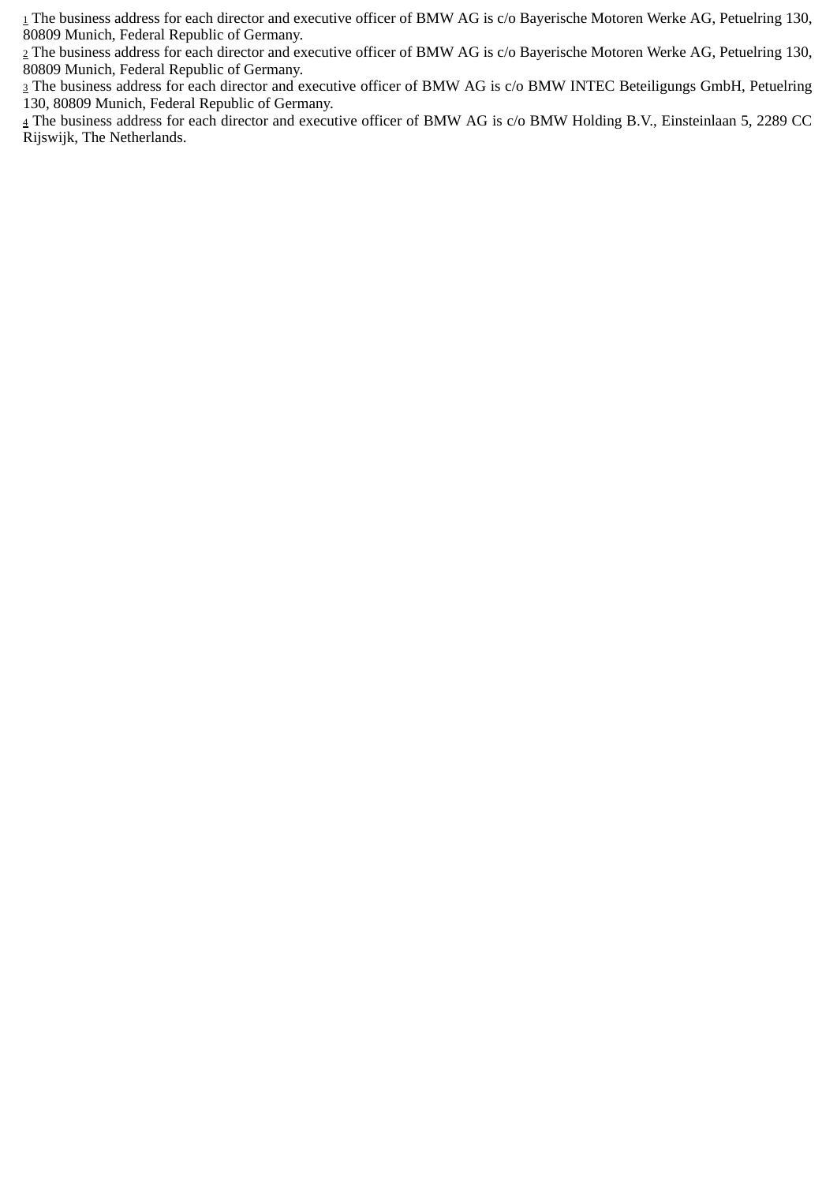[1] The business address for each director and executive officer of BMW AG is c/o Bayerische Motoren Werke AG, Petuelring 130, 80809 Munich, Federal Republic of Germany.

[2] The business address for each director and executive officer of BMW AG is c/o Bayerische Motoren Werke AG, Petuelring 130, 80809 Munich, Federal Republic of Germany.

[3] The business address for each director and executive officer of BMW AG is c/o BMW INTEC Beteiligungs GmbH, Petuelring 130, 80809 Munich, Federal Republic of Germany.

[4] The business address for each director and executive officer of BMW AG is c/o BMW Holding B.V., Einsteinlaan 5, 2289 CC Rijswijk, The Netherlands.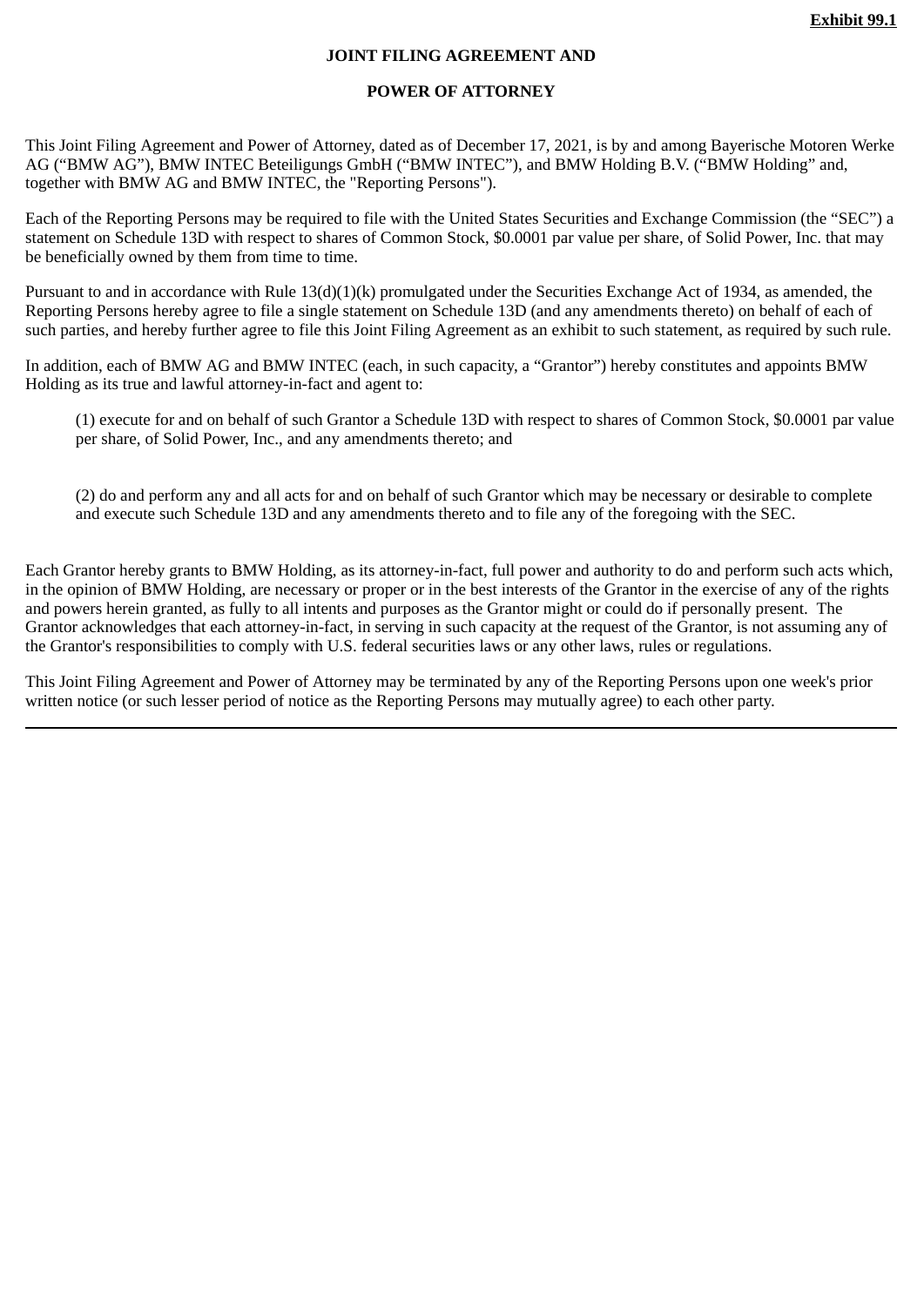**Exhibit 99.1**

**JOINT FILING AGREEMENT AND**

**POWER OF ATTORNEY**

This Joint Filing Agreement and Power of Attorney, dated as of December 17, 2021, is by and among Bayerische Motoren Werke AG (“BMW AG”), BMW INTEC Beteiligungs GmbH (“BMW INTEC”), and BMW Holding B.V. (“BMW Holding” and, together with BMW AG and BMW INTEC, the "Reporting Persons").

Each of the Reporting Persons may be required to file with the United States Securities and Exchange Commission (the “SEC”) a statement on Schedule 13D with respect to shares of Common Stock, $0.0001 par value per share, of Solid Power, Inc. that may be beneficially owned by them from time to time.

Pursuant to and in accordance with Rule 13(d)(1)(k) promulgated under the Securities Exchange Act of 1934, as amended, the Reporting Persons hereby agree to file a single statement on Schedule 13D (and any amendments thereto) on behalf of each of such parties, and hereby further agree to file this Joint Filing Agreement as an exhibit to such statement, as required by such rule.

In addition, each of BMW AG and BMW INTEC (each, in such capacity, a “Grantor”) hereby constitutes and appoints BMW Holding as its true and lawful attorney-in-fact and agent to:

(1) execute for and on behalf of such Grantor a Schedule 13D with respect to shares of Common Stock, $0.0001 par value per share, of Solid Power, Inc., and any amendments thereto; and

(2) do and perform any and all acts for and on behalf of such Grantor which may be necessary or desirable to complete and execute such Schedule 13D and any amendments thereto and to file any of the foregoing with the SEC.

Each Grantor hereby grants to BMW Holding, as its attorney-in-fact, full power and authority to do and perform such acts which, in the opinion of BMW Holding, are necessary or proper or in the best interests of the Grantor in the exercise of any of the rights and powers herein granted, as fully to all intents and purposes as the Grantor might or could do if personally present. The Grantor acknowledges that each attorney-in-fact, in serving in such capacity at the request of the Grantor, is not assuming any of the Grantor's responsibilities to comply with U.S. federal securities laws or any other laws, rules or regulations.

This Joint Filing Agreement and Power of Attorney may be terminated by any of the Reporting Persons upon one week's prior written notice (or such lesser period of notice as the Reporting Persons may mutually agree) to each other party.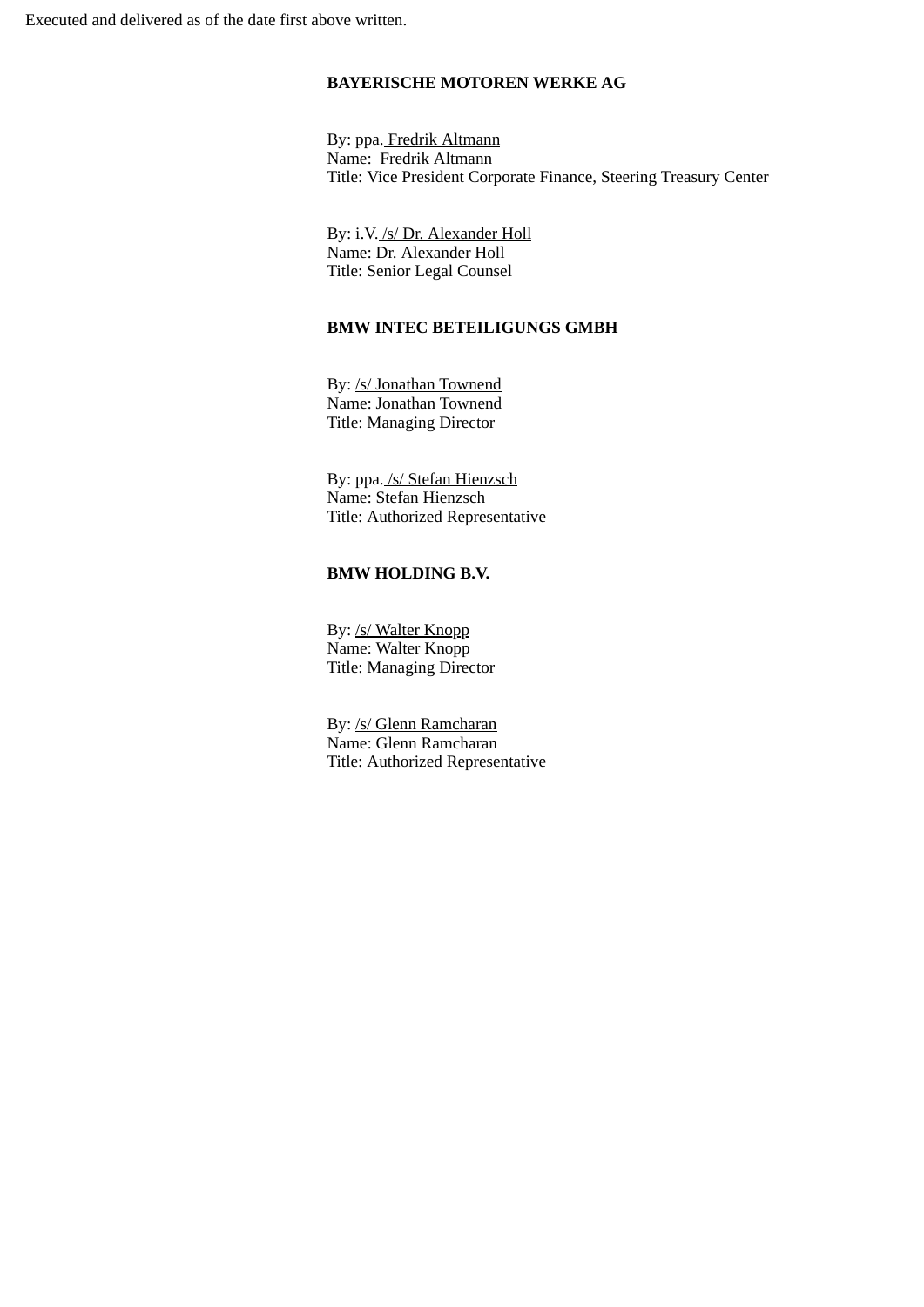Executed and delivered as of the date first above written.

**BAYERISCHE MOTOREN WERKE AG**

By: ppa. Fredrik Altmann
Name: Fredrik Altmann
Title: Vice President Corporate Finance, Steering Treasury Center

By: i.V. /s/ Dr. Alexander Holl
Name: Dr. Alexander Holl
Title: Senior Legal Counsel

**BMW INTEC BETEILIGUNGS GMBH**

By: /s/ Jonathan Townend
Name: Jonathan Townend
Title: Managing Director

By: ppa. /s/ Stefan Hienzsch
Name: Stefan Hienzsch
Title: Authorized Representative

**BMW HOLDING B.V.**

By: /s/ Walter Knopp
Name: Walter Knopp
Title: Managing Director

By: /s/ Glenn Ramcharan
Name: Glenn Ramcharan
Title: Authorized Representative